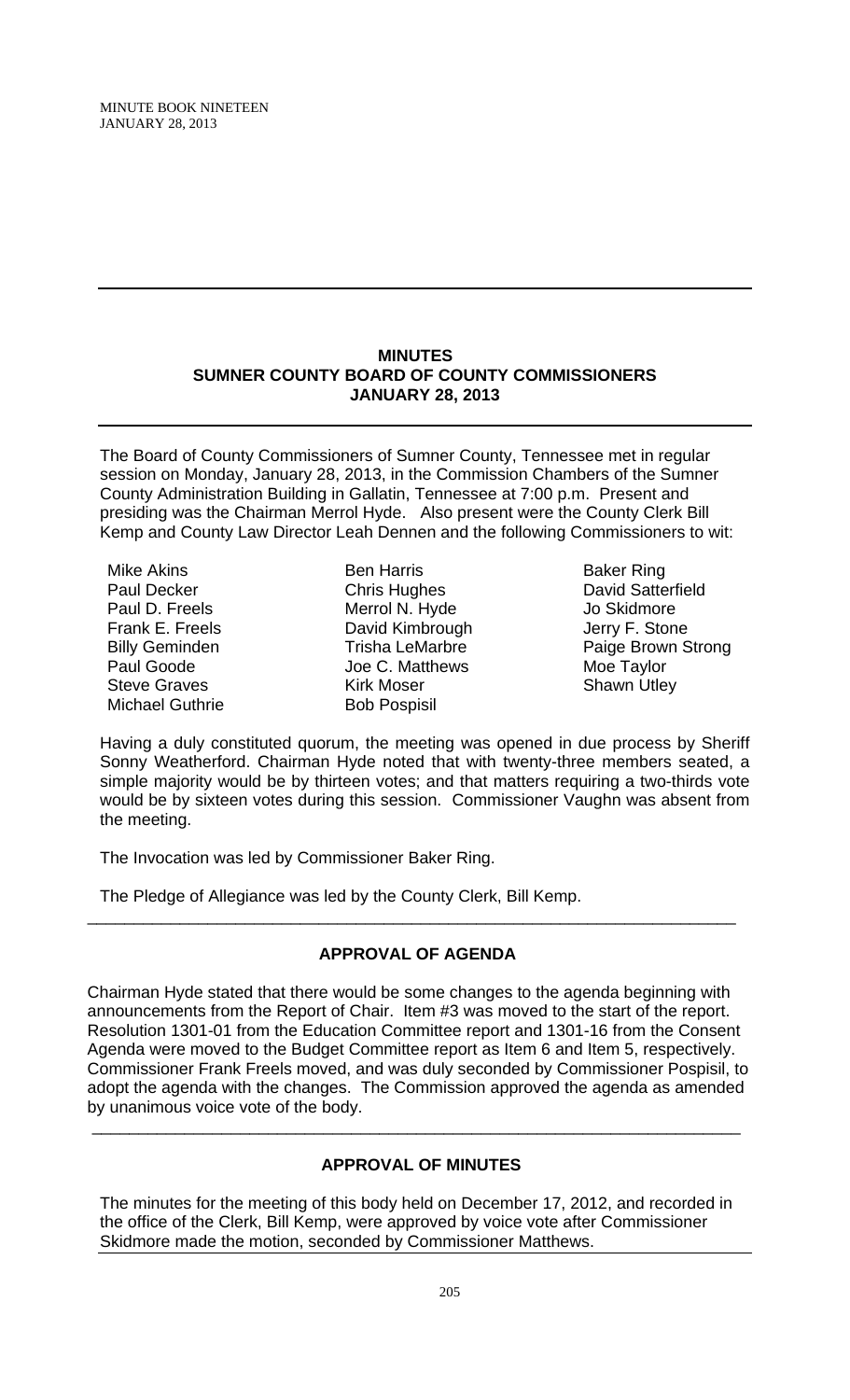## MINUTES
## SUMNER COUNTY BOARD OF COUNTY COMMISSIONERS
## JANUARY 28, 2013

The Board of County Commissioners of Sumner County, Tennessee met in regular session on Monday, January 28, 2013, in the Commission Chambers of the Sumner County Administration Building in Gallatin, Tennessee at 7:00 p.m. Present and presiding was the Chairman Merrol Hyde. Also present were the County Clerk Bill Kemp and County Law Director Leah Dennen and the following Commissioners to wit:

| | | |
|---|---|---|
| Mike Akins | Ben Harris | Baker Ring |
| Paul Decker | Chris Hughes | David Satterfield |
| Paul D. Freels | Merrol N. Hyde | Jo Skidmore |
| Frank E. Freels | David Kimbrough | Jerry F. Stone |
| Billy Geminden | Trisha LeMarbre | Paige Brown Strong |
| Paul Goode | Joe C. Matthews | Moe Taylor |
| Steve Graves | Kirk Moser | Shawn Utley |
| Michael Guthrie | Bob Pospisil | |

Having a duly constituted quorum, the meeting was opened in due process by Sheriff Sonny Weatherford. Chairman Hyde noted that with twenty-three members seated, a simple majority would be by thirteen votes; and that matters requiring a two-thirds vote would be by sixteen votes during this session. Commissioner Vaughn was absent from the meeting.

The Invocation was led by Commissioner Baker Ring.

The Pledge of Allegiance was led by the County Clerk, Bill Kemp.

---

### APPROVAL OF AGENDA

Chairman Hyde stated that there would be some changes to the agenda beginning with announcements from the Report of Chair. Item #3 was moved to the start of the report. Resolution 1301-01 from the Education Committee report and 1301-16 from the Consent Agenda were moved to the Budget Committee report as Item 6 and Item 5, respectively. Commissioner Frank Freels moved, and was duly seconded by Commissioner Pospisil, to adopt the agenda with the changes. The Commission approved the agenda as amended by unanimous voice vote of the body.

---

### APPROVAL OF MINUTES

The minutes for the meeting of this body held on December 17, 2012, and recorded in the office of the Clerk, Bill Kemp, were approved by voice vote after Commissioner Skidmore made the motion, seconded by Commissioner Matthews.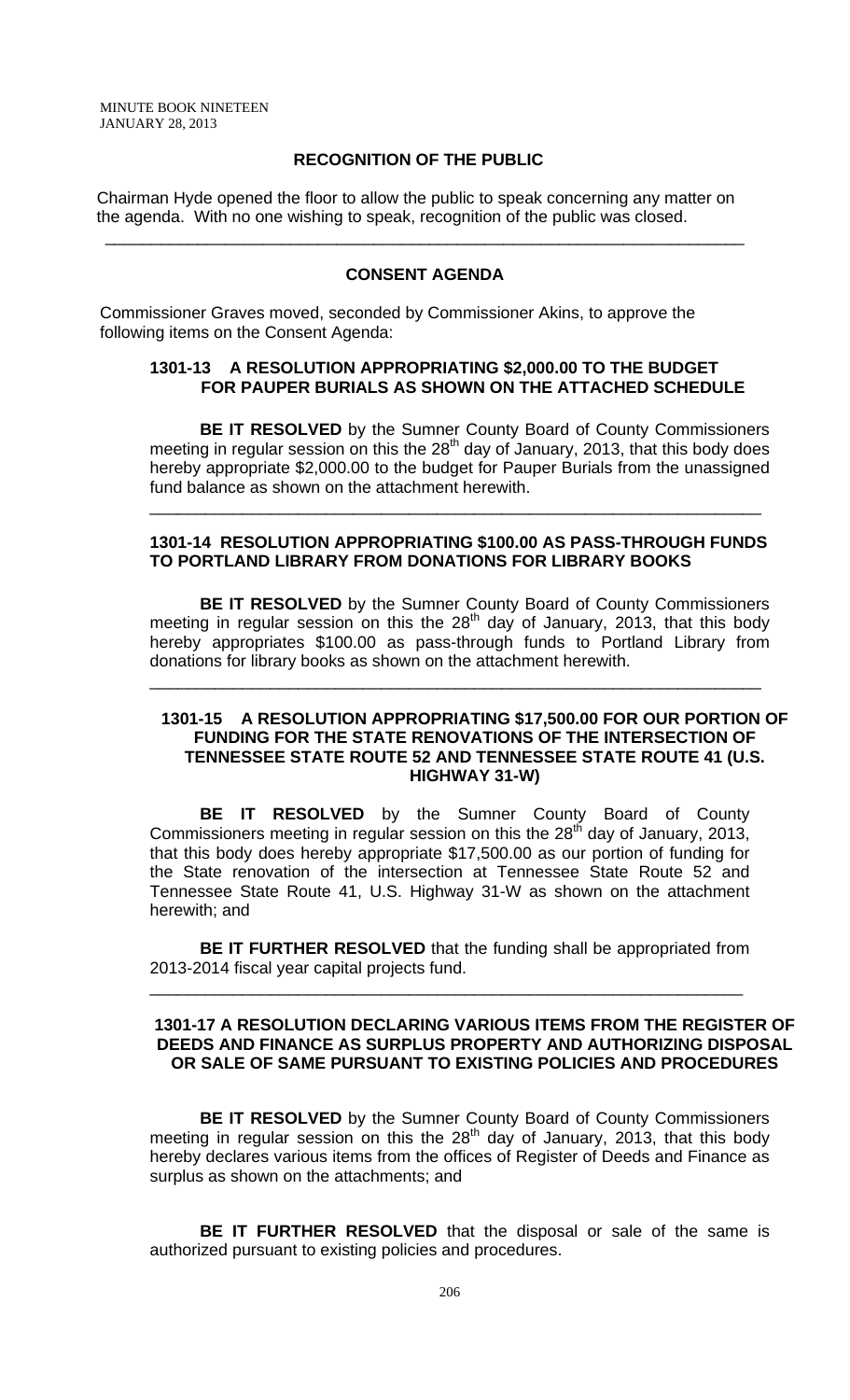## RECOGNITION OF THE PUBLIC

Chairman Hyde opened the floor to allow the public to speak concerning any matter on the agenda. With no one wishing to speak, recognition of the public was closed.

---

## CONSENT AGENDA

Commissioner Graves moved, seconded by Commissioner Akins, to approve the following items on the Consent Agenda:

### 1301-13 A RESOLUTION APPROPRIATING $2,000.00 TO THE BUDGET FOR PAUPER BURIALS AS SHOWN ON THE ATTACHED SCHEDULE

**BE IT RESOLVED** by the Sumner County Board of County Commissioners meeting in regular session on this the 28th day of January, 2013, that this body does hereby appropriate $2,000.00 to the budget for Pauper Burials from the unassigned fund balance as shown on the attachment herewith.

---

### 1301-14 RESOLUTION APPROPRIATING $100.00 AS PASS-THROUGH FUNDS TO PORTLAND LIBRARY FROM DONATIONS FOR LIBRARY BOOKS

**BE IT RESOLVED** by the Sumner County Board of County Commissioners meeting in regular session on this the 28th day of January, 2013, that this body hereby appropriates $100.00 as pass-through funds to Portland Library from donations for library books as shown on the attachment herewith.

---

### 1301-15 A RESOLUTION APPROPRIATING $17,500.00 FOR OUR PORTION OF FUNDING FOR THE STATE RENOVATIONS OF THE INTERSECTION OF TENNESSEE STATE ROUTE 52 AND TENNESSEE STATE ROUTE 41 (U.S. HIGHWAY 31-W)

**BE IT RESOLVED** by the Sumner County Board of County Commissioners meeting in regular session on this the 28th day of January, 2013, that this body does hereby appropriate $17,500.00 as our portion of funding for the State renovation of the intersection at Tennessee State Route 52 and Tennessee State Route 41, U.S. Highway 31-W as shown on the attachment herewith; and

**BE IT FURTHER RESOLVED** that the funding shall be appropriated from 2013-2014 fiscal year capital projects fund.

---

### 1301-17 A RESOLUTION DECLARING VARIOUS ITEMS FROM THE REGISTER OF DEEDS AND FINANCE AS SURPLUS PROPERTY AND AUTHORIZING DISPOSAL OR SALE OF SAME PURSUANT TO EXISTING POLICIES AND PROCEDURES

**BE IT RESOLVED** by the Sumner County Board of County Commissioners meeting in regular session on this the 28th day of January, 2013, that this body hereby declares various items from the offices of Register of Deeds and Finance as surplus as shown on the attachments; and

**BE IT FURTHER RESOLVED** that the disposal or sale of the same is authorized pursuant to existing policies and procedures.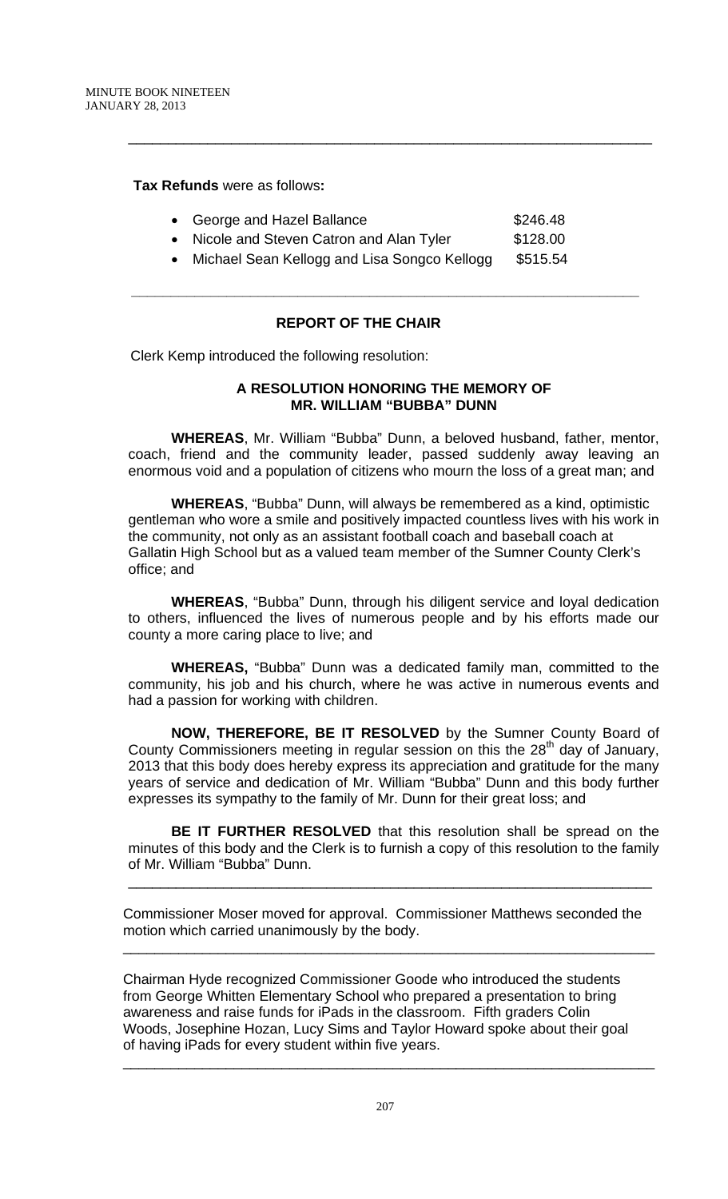**Tax Refunds** were as follows**:**

- George and Hazel Ballance $246.48
- Nicole and Steven Catron and Alan Tyler $128.00
- Michael Sean Kellogg and Lisa Songco Kellogg $515.54

---

## REPORT OF THE CHAIR

Clerk Kemp introduced the following resolution:

### A RESOLUTION HONORING THE MEMORY OF MR. WILLIAM "BUBBA" DUNN

**WHEREAS**, Mr. William "Bubba" Dunn, a beloved husband, father, mentor, coach, friend and the community leader, passed suddenly away leaving an enormous void and a population of citizens who mourn the loss of a great man; and

**WHEREAS**, "Bubba" Dunn, will always be remembered as a kind, optimistic gentleman who wore a smile and positively impacted countless lives with his work in the community, not only as an assistant football coach and baseball coach at Gallatin High School but as a valued team member of the Sumner County Clerk's office; and

**WHEREAS**, "Bubba" Dunn, through his diligent service and loyal dedication to others, influenced the lives of numerous people and by his efforts made our county a more caring place to live; and

**WHEREAS,** "Bubba" Dunn was a dedicated family man, committed to the community, his job and his church, where he was active in numerous events and had a passion for working with children.

**NOW, THEREFORE, BE IT RESOLVED** by the Sumner County Board of County Commissioners meeting in regular session on this the 28th day of January, 2013 that this body does hereby express its appreciation and gratitude for the many years of service and dedication of Mr. William "Bubba" Dunn and this body further expresses its sympathy to the family of Mr. Dunn for their great loss; and

**BE IT FURTHER RESOLVED** that this resolution shall be spread on the minutes of this body and the Clerk is to furnish a copy of this resolution to the family of Mr. William "Bubba" Dunn.

---

Commissioner Moser moved for approval. Commissioner Matthews seconded the motion which carried unanimously by the body.

---

Chairman Hyde recognized Commissioner Goode who introduced the students from George Whitten Elementary School who prepared a presentation to bring awareness and raise funds for iPads in the classroom. Fifth graders Colin Woods, Josephine Hozan, Lucy Sims and Taylor Howard spoke about their goal of having iPads for every student within five years.

---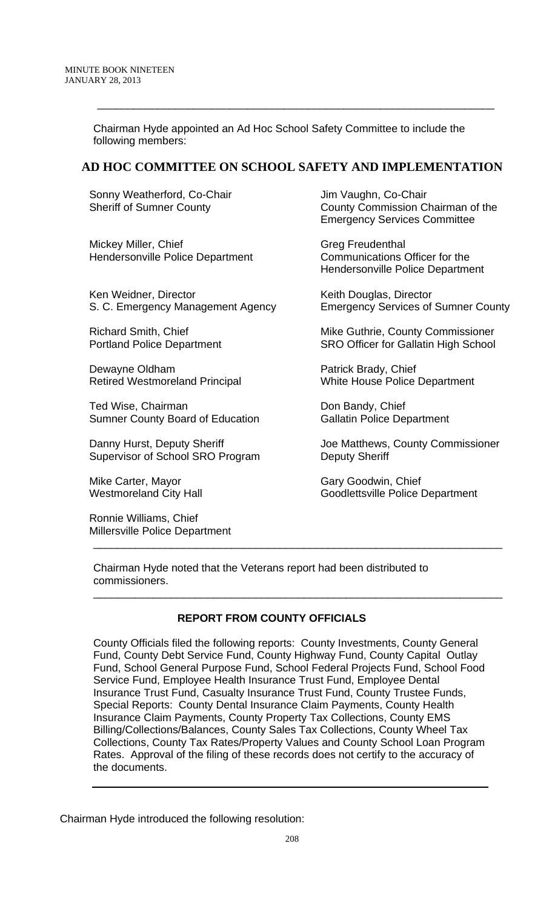Chairman Hyde appointed an Ad Hoc School Safety Committee to include the following members:

## AD HOC COMMITTEE ON SCHOOL SAFETY AND IMPLEMENTATION

Sonny Weatherford, Co-Chair
Sheriff of Sumner County

Jim Vaughn, Co-Chair
County Commission Chairman of the Emergency Services Committee

Mickey Miller, Chief
Hendersonville Police Department

Greg Freudenthal
Communications Officer for the Hendersonville Police Department

Ken Weidner, Director
S. C. Emergency Management Agency

Keith Douglas, Director
Emergency Services of Sumner County

Richard Smith, Chief
Portland Police Department

Mike Guthrie, County Commissioner
SRO Officer for Gallatin High School

Dewayne Oldham
Retired Westmoreland Principal

Patrick Brady, Chief
White House Police Department

Ted Wise, Chairman
Sumner County Board of Education

Don Bandy, Chief
Gallatin Police Department

Danny Hurst, Deputy Sheriff
Supervisor of School SRO Program

Joe Matthews, County Commissioner
Deputy Sheriff

Mike Carter, Mayor
Westmoreland City Hall

Gary Goodwin, Chief
Goodlettsville Police Department

Ronnie Williams, Chief
Millersville Police Department

---

Chairman Hyde noted that the Veterans report had been distributed to commissioners.

---

### REPORT FROM COUNTY OFFICIALS

County Officials filed the following reports: County Investments, County General Fund, County Debt Service Fund, County Highway Fund, County Capital Outlay Fund, School General Purpose Fund, School Federal Projects Fund, School Food Service Fund, Employee Health Insurance Trust Fund, Employee Dental Insurance Trust Fund, Casualty Insurance Trust Fund, County Trustee Funds, Special Reports: County Dental Insurance Claim Payments, County Health Insurance Claim Payments, County Property Tax Collections, County EMS Billing/Collections/Balances, County Sales Tax Collections, County Wheel Tax Collections, County Tax Rates/Property Values and County School Loan Program Rates. Approval of the filing of these records does not certify to the accuracy of the documents.

---

Chairman Hyde introduced the following resolution: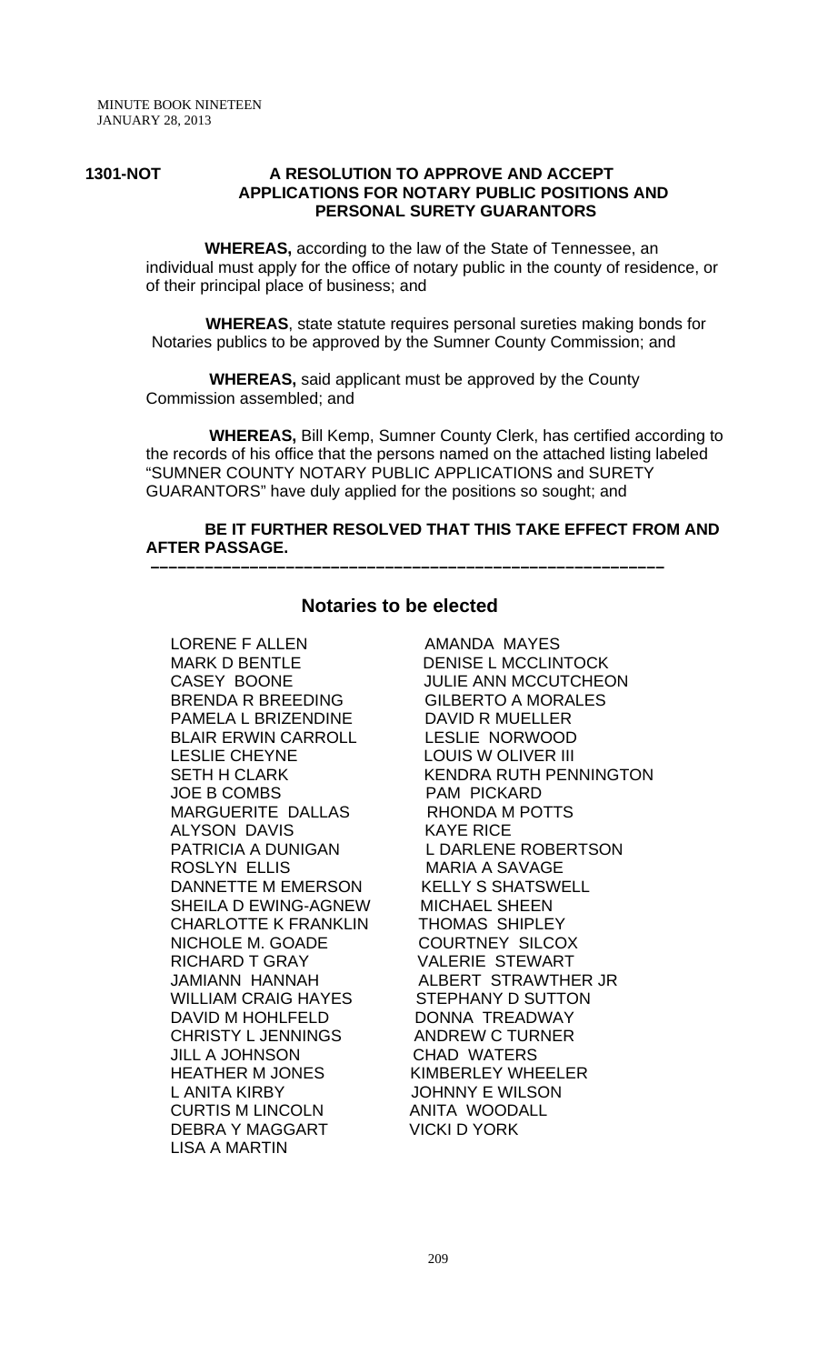MINUTE BOOK NINETEEN
JANUARY 28, 2013

**1301-NOT** **A RESOLUTION TO APPROVE AND ACCEPT APPLICATIONS FOR NOTARY PUBLIC POSITIONS AND PERSONAL SURETY GUARANTORS**

**WHEREAS,** according to the law of the State of Tennessee, an individual must apply for the office of notary public in the county of residence, or of their principal place of business; and

**WHEREAS**, state statute requires personal sureties making bonds for Notaries publics to be approved by the Sumner County Commission; and

**WHEREAS,** said applicant must be approved by the County Commission assembled; and

**WHEREAS,** Bill Kemp, Sumner County Clerk, has certified according to the records of his office that the persons named on the attached listing labeled "SUMNER COUNTY NOTARY PUBLIC APPLICATIONS and SURETY GUARANTORS" have duly applied for the positions so sought; and

**BE IT FURTHER RESOLVED THAT THIS TAKE EFFECT FROM AND AFTER PASSAGE.**

---

## Notaries to be elected

| | |
|---|---|
| LORENE F ALLEN | AMANDA MAYES |
| MARK D BENTLE | DENISE L MCCLINTOCK |
| CASEY BOONE | JULIE ANN MCCUTCHEON |
| BRENDA R BREEDING | GILBERTO A MORALES |
| PAMELA L BRIZENDINE | DAVID R MUELLER |
| BLAIR ERWIN CARROLL | LESLIE NORWOOD |
| LESLIE CHEYNE | LOUIS W OLIVER III |
| SETH H CLARK | KENDRA RUTH PENNINGTON |
| JOE B COMBS | PAM PICKARD |
| MARGUERITE DALLAS | RHONDA M POTTS |
| ALYSON DAVIS | KAYE RICE |
| PATRICIA A DUNIGAN | L DARLENE ROBERTSON |
| ROSLYN ELLIS | MARIA A SAVAGE |
| DANNETTE M EMERSON | KELLY S SHATSWELL |
| SHEILA D EWING-AGNEW | MICHAEL SHEEN |
| CHARLOTTE K FRANKLIN | THOMAS SHIPLEY |
| NICHOLE M. GOADE | COURTNEY SILCOX |
| RICHARD T GRAY | VALERIE STEWART |
| JAMIANN HANNAH | ALBERT STRAWTHER JR |
| WILLIAM CRAIG HAYES | STEPHANY D SUTTON |
| DAVID M HOHLFELD | DONNA TREADWAY |
| CHRISTY L JENNINGS | ANDREW C TURNER |
| JILL A JOHNSON | CHAD WATERS |
| HEATHER M JONES | KIMBERLEY WHEELER |
| L ANITA KIRBY | JOHNNY E WILSON |
| CURTIS M LINCOLN | ANITA WOODALL |
| DEBRA Y MAGGART | VICKI D YORK |
| LISA A MARTIN | |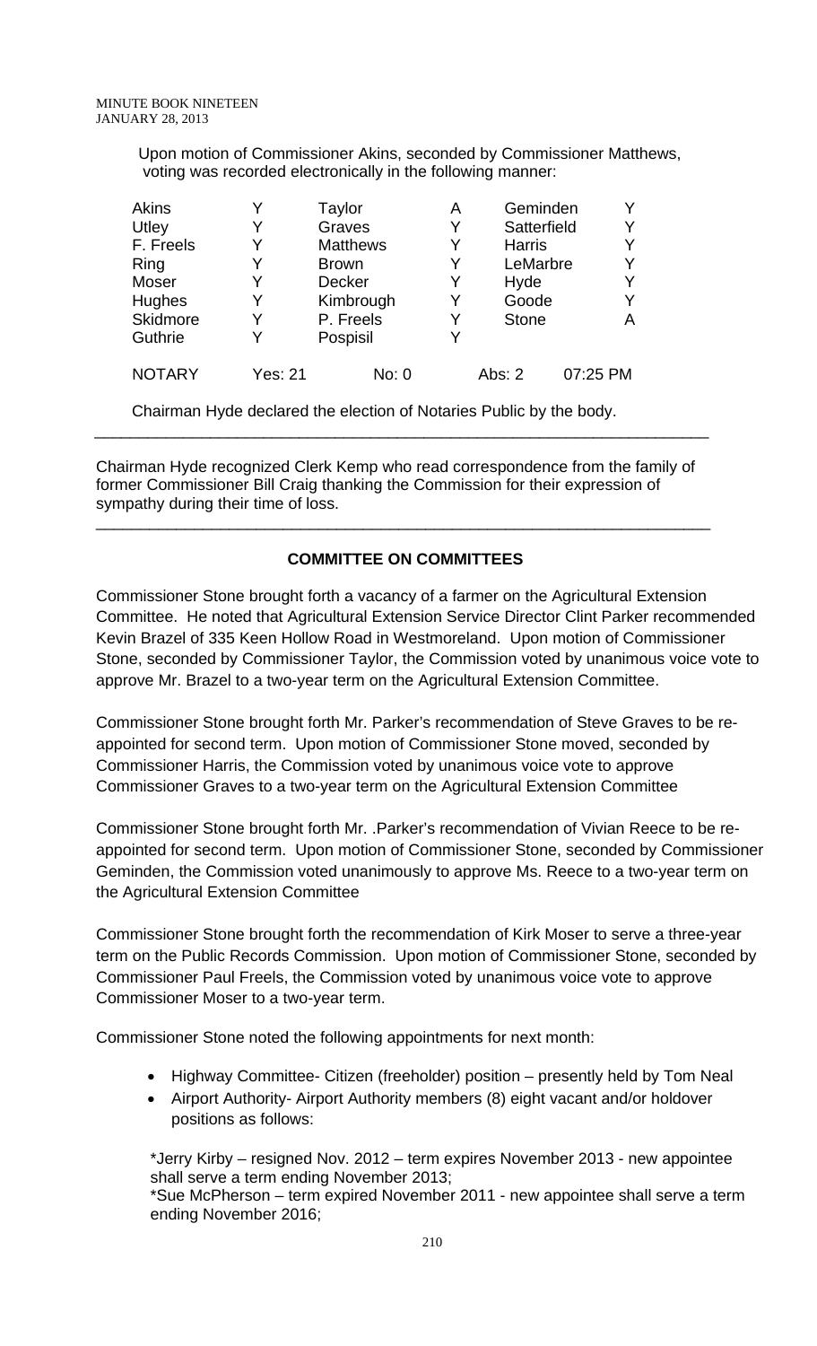Upon motion of Commissioner Akins, seconded by Commissioner Matthews, voting was recorded electronically in the following manner:

| | | | | | |
|---|---|---|---|---|---|
| Akins | Y | Taylor | A | Geminden | Y |
| Utley | Y | Graves | Y | Satterfield | Y |
| F. Freels | Y | Matthews | Y | Harris | Y |
| Ring | Y | Brown | Y | LeMarbre | Y |
| Moser | Y | Decker | Y | Hyde | Y |
| Hughes | Y | Kimbrough | Y | Goode | Y |
| Skidmore | Y | P. Freels | Y | Stone | A |
| Guthrie | Y | Pospisil | Y | | |
| NOTARY | Yes: 21 | No: 0 | | Abs: 2 | 07:25 PM |

Chairman Hyde declared the election of Notaries Public by the body.

---

Chairman Hyde recognized Clerk Kemp who read correspondence from the family of former Commissioner Bill Craig thanking the Commission for their expression of sympathy during their time of loss.

---

## COMMITTEE ON COMMITTEES

Commissioner Stone brought forth a vacancy of a farmer on the Agricultural Extension Committee. He noted that Agricultural Extension Service Director Clint Parker recommended Kevin Brazel of 335 Keen Hollow Road in Westmoreland. Upon motion of Commissioner Stone, seconded by Commissioner Taylor, the Commission voted by unanimous voice vote to approve Mr. Brazel to a two-year term on the Agricultural Extension Committee.

Commissioner Stone brought forth Mr. Parker's recommendation of Steve Graves to be re-appointed for second term. Upon motion of Commissioner Stone moved, seconded by Commissioner Harris, the Commission voted by unanimous voice vote to approve Commissioner Graves to a two-year term on the Agricultural Extension Committee

Commissioner Stone brought forth Mr. .Parker's recommendation of Vivian Reece to be re-appointed for second term. Upon motion of Commissioner Stone, seconded by Commissioner Geminden, the Commission voted unanimously to approve Ms. Reece to a two-year term on the Agricultural Extension Committee

Commissioner Stone brought forth the recommendation of Kirk Moser to serve a three-year term on the Public Records Commission. Upon motion of Commissioner Stone, seconded by Commissioner Paul Freels, the Commission voted by unanimous voice vote to approve Commissioner Moser to a two-year term.

Commissioner Stone noted the following appointments for next month:

- Highway Committee- Citizen (freeholder) position – presently held by Tom Neal
- Airport Authority- Airport Authority members (8) eight vacant and/or holdover positions as follows:

*Jerry Kirby – resigned Nov. 2012 – term expires November 2013 - new appointee shall serve a term ending November 2013;
*Sue McPherson – term expired November 2011 - new appointee shall serve a term ending November 2016;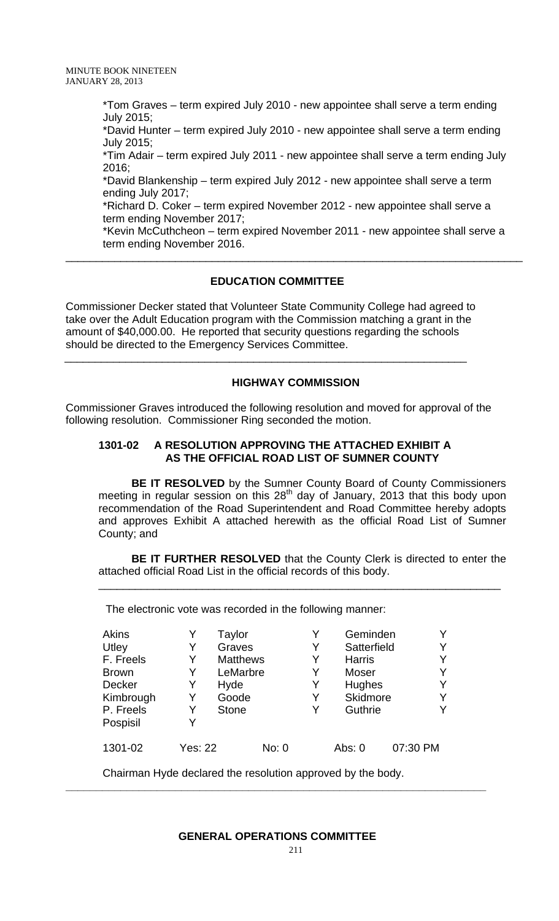*Tom Graves – term expired July 2010 - new appointee shall serve a term ending July 2015;

*David Hunter – term expired July 2010 - new appointee shall serve a term ending July 2015;

*Tim Adair – term expired July 2011 - new appointee shall serve a term ending July 2016;

*David Blankenship – term expired July 2012 - new appointee shall serve a term ending July 2017;

*Richard D. Coker – term expired November 2012 - new appointee shall serve a term ending November 2017;

*Kevin McCuthcheon – term expired November 2011 - new appointee shall serve a term ending November 2016.

---

**EDUCATION COMMITTEE**

Commissioner Decker stated that Volunteer State Community College had agreed to take over the Adult Education program with the Commission matching a grant in the amount of $40,000.00. He reported that security questions regarding the schools should be directed to the Emergency Services Committee.

---

**HIGHWAY COMMISSION**

Commissioner Graves introduced the following resolution and moved for approval of the following resolution. Commissioner Ring seconded the motion.

**1301-02 A RESOLUTION APPROVING THE ATTACHED EXHIBIT A AS THE OFFICIAL ROAD LIST OF SUMNER COUNTY**

**BE IT RESOLVED** by the Sumner County Board of County Commissioners meeting in regular session on this 28th day of January, 2013 that this body upon recommendation of the Road Superintendent and Road Committee hereby adopts and approves Exhibit A attached herewith as the official Road List of Sumner County; and

**BE IT FURTHER RESOLVED** that the County Clerk is directed to enter the attached official Road List in the official records of this body.

---

The electronic vote was recorded in the following manner:

| | | | | | |
|---|---|---|---|---|---|
| Akins | Y | Taylor | Y | Geminden | Y |
| Utley | Y | Graves | Y | Satterfield | Y |
| F. Freels | Y | Matthews | Y | Harris | Y |
| Brown | Y | LeMarbre | Y | Moser | Y |
| Decker | Y | Hyde | Y | Hughes | Y |
| Kimbrough | Y | Goode | Y | Skidmore | Y |
| P. Freels | Y | Stone | Y | Guthrie | Y |
| Pospisil | Y | | | | |

1301-02 Yes: 22 No: 0 Abs: 0 07:30 PM

Chairman Hyde declared the resolution approved by the body.

---

**GENERAL OPERATIONS COMMITTEE**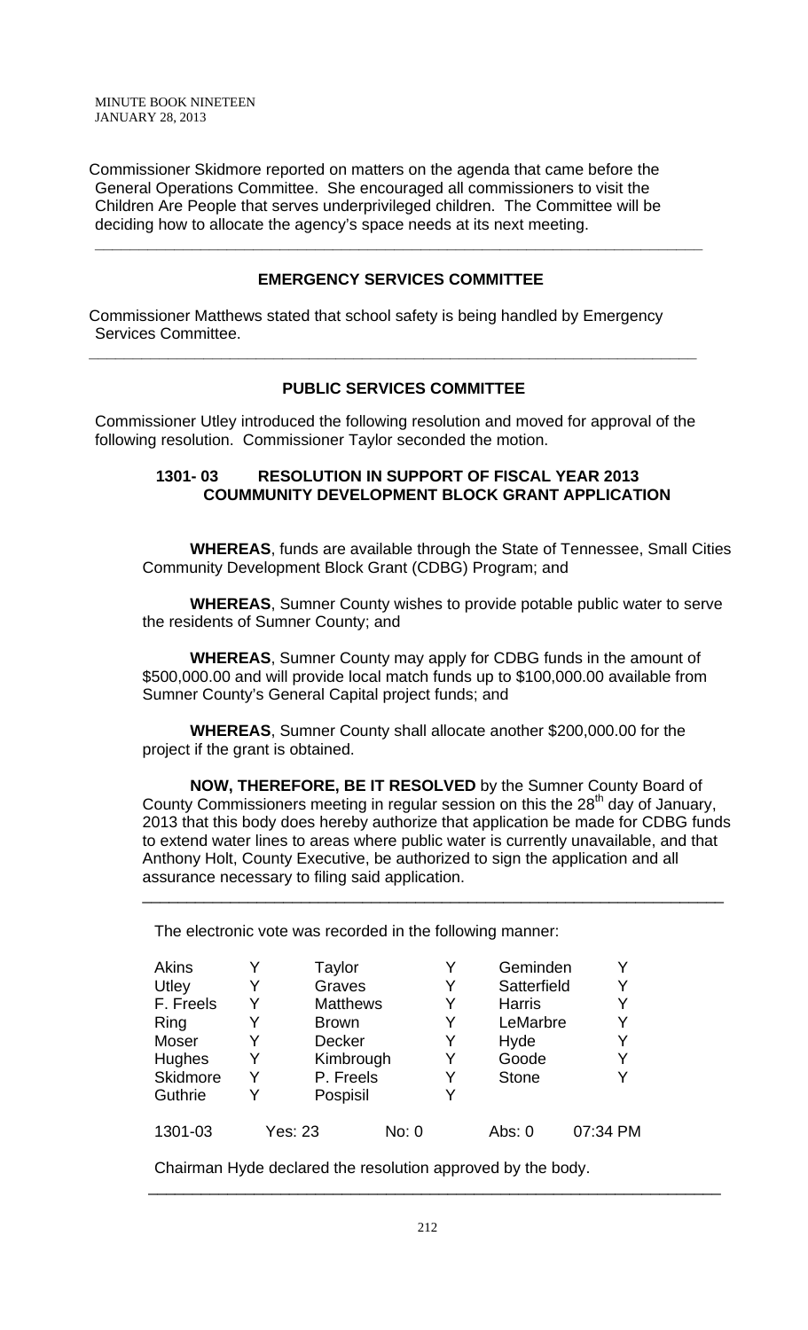Commissioner Skidmore reported on matters on the agenda that came before the General Operations Committee. She encouraged all commissioners to visit the Children Are People that serves underprivileged children. The Committee will be deciding how to allocate the agency's space needs at its next meeting.

---

### EMERGENCY SERVICES COMMITTEE

Commissioner Matthews stated that school safety is being handled by Emergency Services Committee.

---

### PUBLIC SERVICES COMMITTEE

Commissioner Utley introduced the following resolution and moved for approval of the following resolution. Commissioner Taylor seconded the motion.

**1301- 03 RESOLUTION IN SUPPORT OF FISCAL YEAR 2013 COUMMUNITY DEVELOPMENT BLOCK GRANT APPLICATION**

**WHEREAS**, funds are available through the State of Tennessee, Small Cities Community Development Block Grant (CDBG) Program; and

**WHEREAS**, Sumner County wishes to provide potable public water to serve the residents of Sumner County; and

**WHEREAS**, Sumner County may apply for CDBG funds in the amount of \$500,000.00 and will provide local match funds up to \$100,000.00 available from Sumner County's General Capital project funds; and

**WHEREAS**, Sumner County shall allocate another \$200,000.00 for the project if the grant is obtained.

**NOW, THEREFORE, BE IT RESOLVED** by the Sumner County Board of County Commissioners meeting in regular session on this the 28th day of January, 2013 that this body does hereby authorize that application be made for CDBG funds to extend water lines to areas where public water is currently unavailable, and that Anthony Holt, County Executive, be authorized to sign the application and all assurance necessary to filing said application.

---

The electronic vote was recorded in the following manner:

| | | | | | |
|---|---|---|---|---|---|
| Akins | Y | Taylor | Y | Geminden | Y |
| Utley | Y | Graves | Y | Satterfield | Y |
| F. Freels | Y | Matthews | Y | Harris | Y |
| Ring | Y | Brown | Y | LeMarbre | Y |
| Moser | Y | Decker | Y | Hyde | Y |
| Hughes | Y | Kimbrough | Y | Goode | Y |
| Skidmore | Y | P. Freels | Y | Stone | Y |
| Guthrie | Y | Pospisil | Y | | |
| 1301-03 | Yes: 23 | No: 0 | | Abs: 0 | 07:34 PM |

Chairman Hyde declared the resolution approved by the body.

---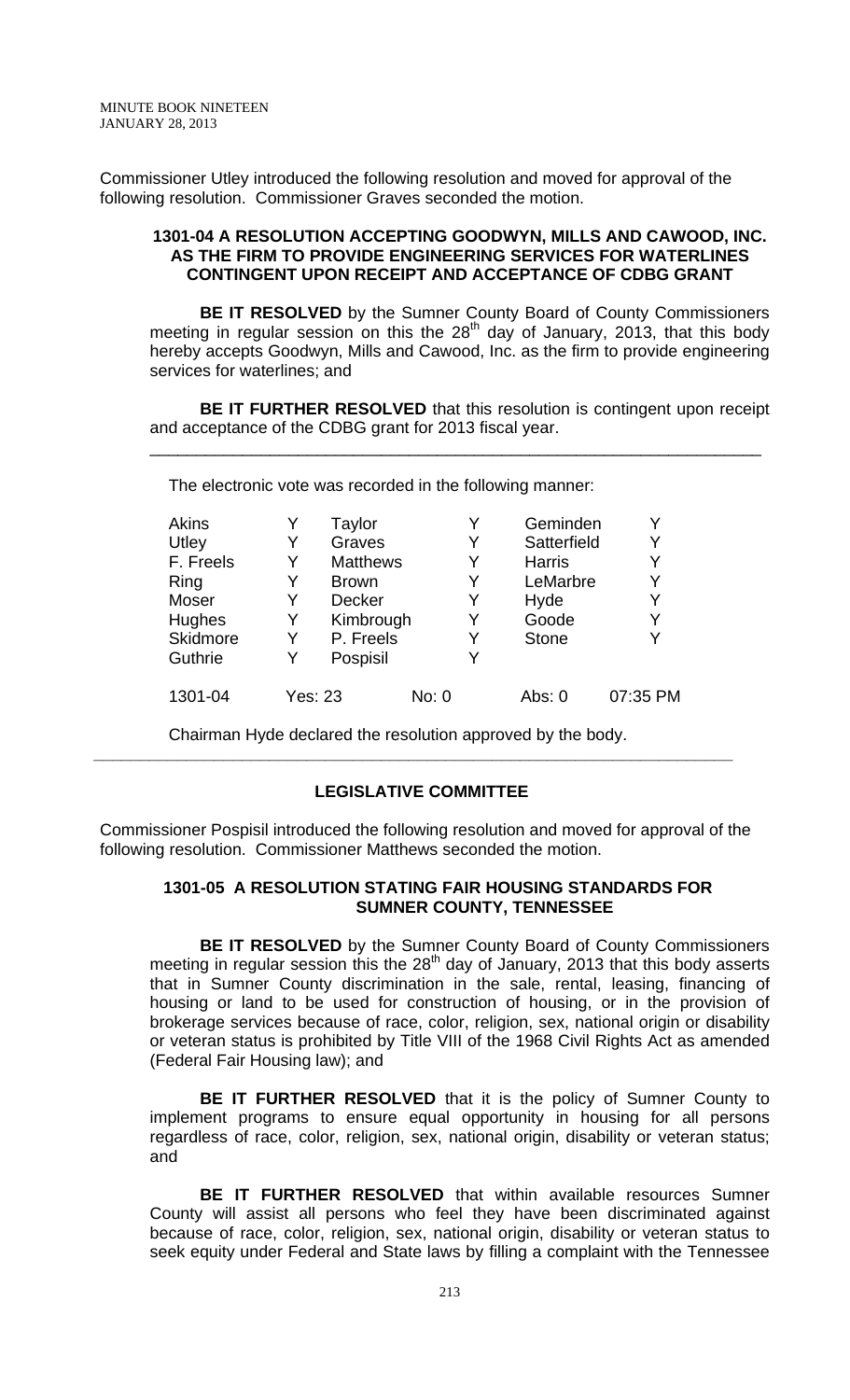Commissioner Utley introduced the following resolution and moved for approval of the following resolution. Commissioner Graves seconded the motion.

**1301-04 A RESOLUTION ACCEPTING GOODWYN, MILLS AND CAWOOD, INC. AS THE FIRM TO PROVIDE ENGINEERING SERVICES FOR WATERLINES CONTINGENT UPON RECEIPT AND ACCEPTANCE OF CDBG GRANT**

**BE IT RESOLVED** by the Sumner County Board of County Commissioners meeting in regular session on this the 28th day of January, 2013, that this body hereby accepts Goodwyn, Mills and Cawood, Inc. as the firm to provide engineering services for waterlines; and

**BE IT FURTHER RESOLVED** that this resolution is contingent upon receipt and acceptance of the CDBG grant for 2013 fiscal year.

---

The electronic vote was recorded in the following manner:

| | | | | | |
|---|---|---|---|---|---|
| Akins | Y | Taylor | Y | Geminden | Y |
| Utley | Y | Graves | Y | Satterfield | Y |
| F. Freels | Y | Matthews | Y | Harris | Y |
| Ring | Y | Brown | Y | LeMarbre | Y |
| Moser | Y | Decker | Y | Hyde | Y |
| Hughes | Y | Kimbrough | Y | Goode | Y |
| Skidmore | Y | P. Freels | Y | Stone | Y |
| Guthrie | Y | Pospisil | Y | | |
| 1301-04 | Yes: 23 | No: 0 | | Abs: 0 | 07:35 PM |

Chairman Hyde declared the resolution approved by the body.

---

## LEGISLATIVE COMMITTEE

Commissioner Pospisil introduced the following resolution and moved for approval of the following resolution. Commissioner Matthews seconded the motion.

**1301-05 A RESOLUTION STATING FAIR HOUSING STANDARDS FOR SUMNER COUNTY, TENNESSEE**

**BE IT RESOLVED** by the Sumner County Board of County Commissioners meeting in regular session this the 28th day of January, 2013 that this body asserts that in Sumner County discrimination in the sale, rental, leasing, financing of housing or land to be used for construction of housing, or in the provision of brokerage services because of race, color, religion, sex, national origin or disability or veteran status is prohibited by Title VIII of the 1968 Civil Rights Act as amended (Federal Fair Housing law); and

**BE IT FURTHER RESOLVED** that it is the policy of Sumner County to implement programs to ensure equal opportunity in housing for all persons regardless of race, color, religion, sex, national origin, disability or veteran status; and

**BE IT FURTHER RESOLVED** that within available resources Sumner County will assist all persons who feel they have been discriminated against because of race, color, religion, sex, national origin, disability or veteran status to seek equity under Federal and State laws by filling a complaint with the Tennessee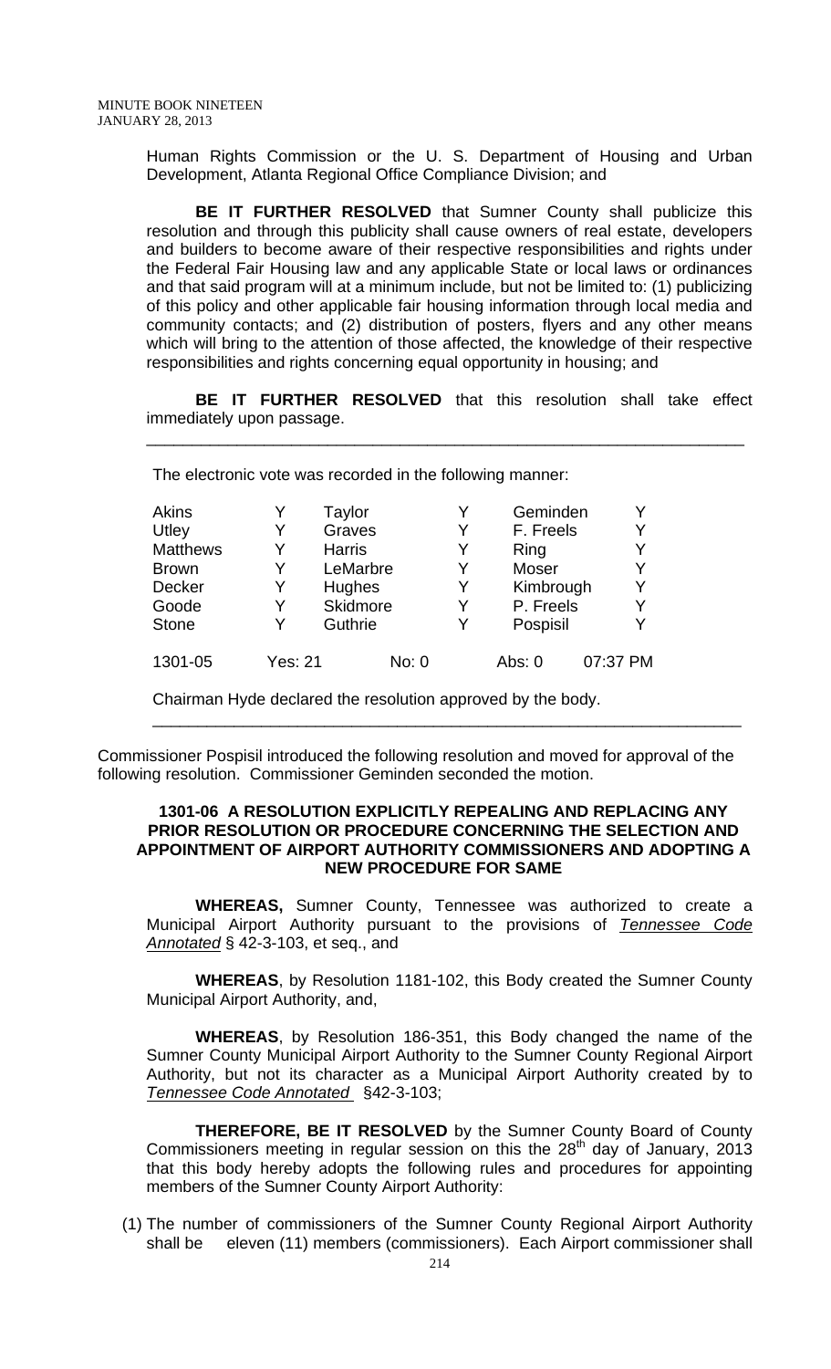Human Rights Commission or the U. S. Department of Housing and Urban Development, Atlanta Regional Office Compliance Division; and

**BE IT FURTHER RESOLVED** that Sumner County shall publicize this resolution and through this publicity shall cause owners of real estate, developers and builders to become aware of their respective responsibilities and rights under the Federal Fair Housing law and any applicable State or local laws or ordinances and that said program will at a minimum include, but not be limited to: (1) publicizing of this policy and other applicable fair housing information through local media and community contacts; and (2) distribution of posters, flyers and any other means which will bring to the attention of those affected, the knowledge of their respective responsibilities and rights concerning equal opportunity in housing; and

**BE IT FURTHER RESOLVED** that this resolution shall take effect immediately upon passage.

---

The electronic vote was recorded in the following manner:

| | | | | | |
|---|---|---|---|---|---|
| Akins | Y | Taylor | Y | Geminden | Y |
| Utley | Y | Graves | Y | F. Freels | Y |
| Matthews | Y | Harris | Y | Ring | Y |
| Brown | Y | LeMarbre | Y | Moser | Y |
| Decker | Y | Hughes | Y | Kimbrough | Y |
| Goode | Y | Skidmore | Y | P. Freels | Y |
| Stone | Y | Guthrie | Y | Pospisil | Y |
| 1301-05 | Yes: 21 | No: 0 | | Abs: 0 | 07:37 PM |

Chairman Hyde declared the resolution approved by the body.

---

Commissioner Pospisil introduced the following resolution and moved for approval of the following resolution. Commissioner Geminden seconded the motion.

**1301-06 A RESOLUTION EXPLICITLY REPEALING AND REPLACING ANY PRIOR RESOLUTION OR PROCEDURE CONCERNING THE SELECTION AND APPOINTMENT OF AIRPORT AUTHORITY COMMISSIONERS AND ADOPTING A NEW PROCEDURE FOR SAME**

**WHEREAS,** Sumner County, Tennessee was authorized to create a Municipal Airport Authority pursuant to the provisions of *Tennessee Code Annotated* § 42-3-103, et seq., and

**WHEREAS**, by Resolution 1181-102, this Body created the Sumner County Municipal Airport Authority, and,

**WHEREAS**, by Resolution 186-351, this Body changed the name of the Sumner County Municipal Airport Authority to the Sumner County Regional Airport Authority, but not its character as a Municipal Airport Authority created by to *Tennessee Code Annotated* §42-3-103;

**THEREFORE, BE IT RESOLVED** by the Sumner County Board of County Commissioners meeting in regular session on this the 28th day of January, 2013 that this body hereby adopts the following rules and procedures for appointing members of the Sumner County Airport Authority:

(1) The number of commissioners of the Sumner County Regional Airport Authority shall be eleven (11) members (commissioners). Each Airport commissioner shall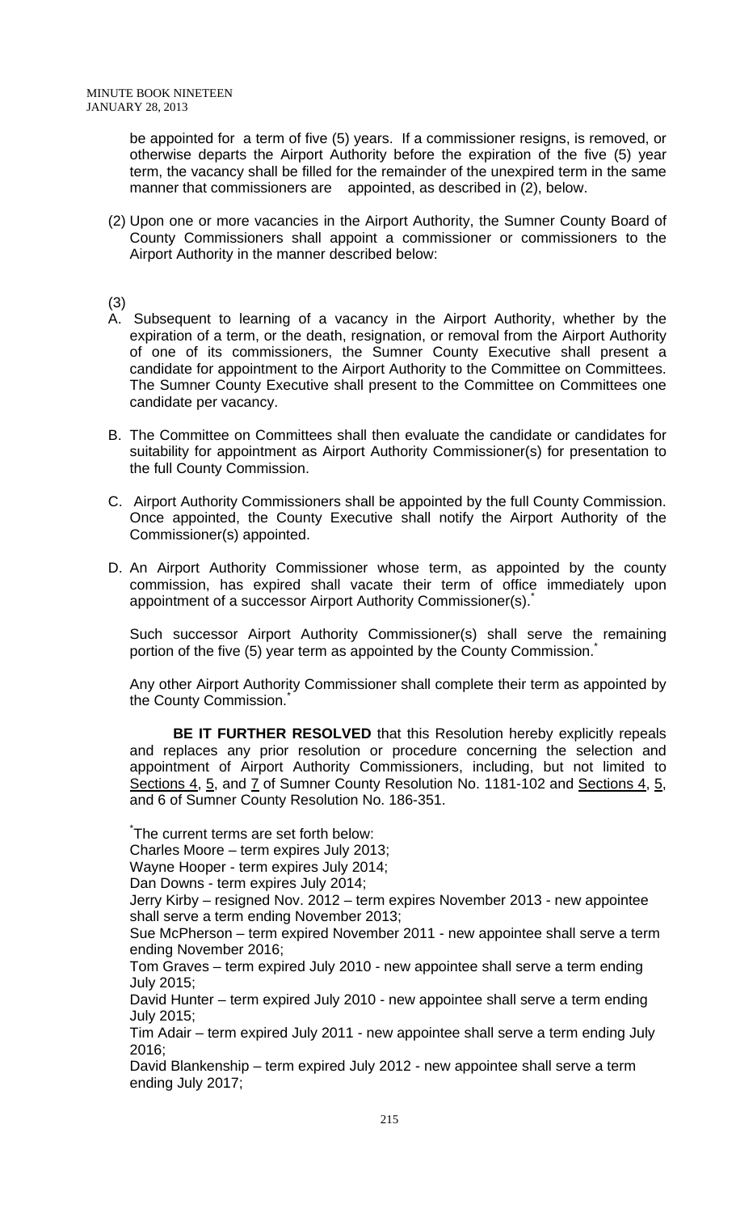be appointed for a term of five (5) years. If a commissioner resigns, is removed, or otherwise departs the Airport Authority before the expiration of the five (5) year term, the vacancy shall be filled for the remainder of the unexpired term in the same manner that commissioners are appointed, as described in (2), below.

(2) Upon one or more vacancies in the Airport Authority, the Sumner County Board of County Commissioners shall appoint a commissioner or commissioners to the Airport Authority in the manner described below:

(3)

A. Subsequent to learning of a vacancy in the Airport Authority, whether by the expiration of a term, or the death, resignation, or removal from the Airport Authority of one of its commissioners, the Sumner County Executive shall present a candidate for appointment to the Airport Authority to the Committee on Committees. The Sumner County Executive shall present to the Committee on Committees one candidate per vacancy.

B. The Committee on Committees shall then evaluate the candidate or candidates for suitability for appointment as Airport Authority Commissioner(s) for presentation to the full County Commission.

C. Airport Authority Commissioners shall be appointed by the full County Commission. Once appointed, the County Executive shall notify the Airport Authority of the Commissioner(s) appointed.

D. An Airport Authority Commissioner whose term, as appointed by the county commission, has expired shall vacate their term of office immediately upon appointment of a successor Airport Authority Commissioner(s).*

Such successor Airport Authority Commissioner(s) shall serve the remaining portion of the five (5) year term as appointed by the County Commission.*

Any other Airport Authority Commissioner shall complete their term as appointed by the County Commission.*

**BE IT FURTHER RESOLVED** that this Resolution hereby explicitly repeals and replaces any prior resolution or procedure concerning the selection and appointment of Airport Authority Commissioners, including, but not limited to Sections 4, 5, and 7 of Sumner County Resolution No. 1181-102 and Sections 4, 5, and 6 of Sumner County Resolution No. 186-351.

*The current terms are set forth below:

Charles Moore – term expires July 2013;

Wayne Hooper - term expires July 2014;

Dan Downs - term expires July 2014;

Jerry Kirby – resigned Nov. 2012 – term expires November 2013 - new appointee shall serve a term ending November 2013;

Sue McPherson – term expired November 2011 - new appointee shall serve a term ending November 2016;

Tom Graves – term expired July 2010 - new appointee shall serve a term ending July 2015;

David Hunter – term expired July 2010 - new appointee shall serve a term ending July 2015;

Tim Adair – term expired July 2011 - new appointee shall serve a term ending July 2016;

David Blankenship – term expired July 2012 - new appointee shall serve a term ending July 2017;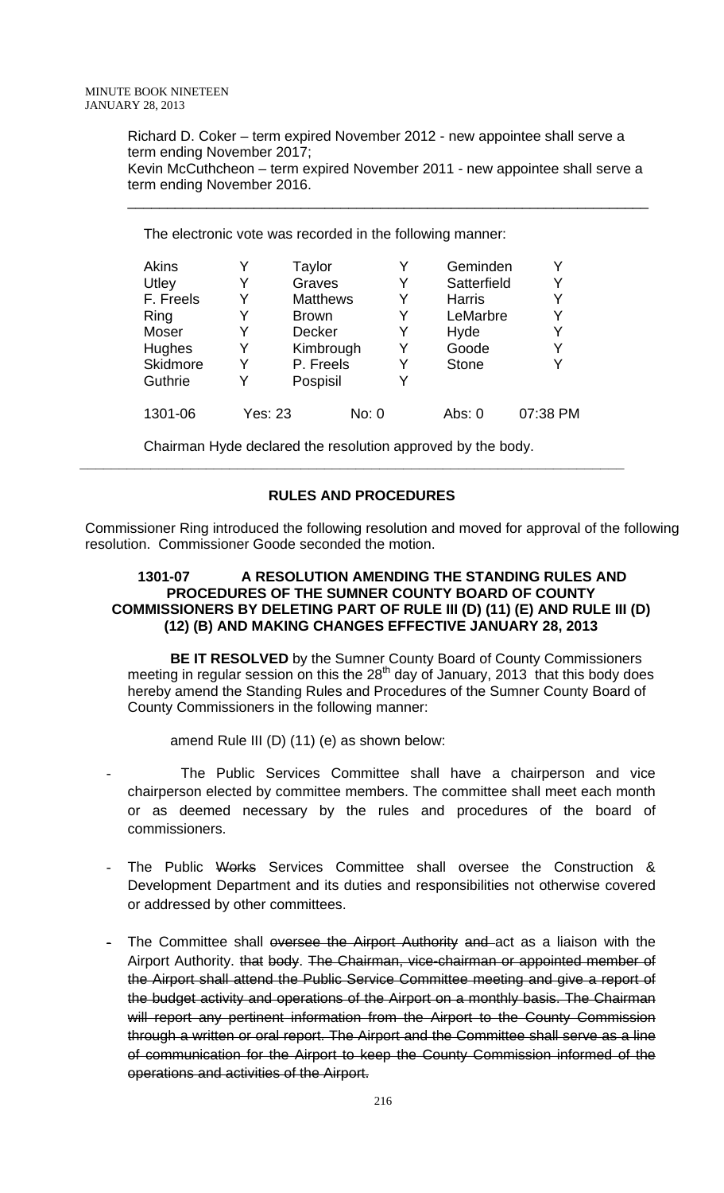Richard D. Coker – term expired November 2012 - new appointee shall serve a term ending November 2017;
Kevin McCuthcheon – term expired November 2011 - new appointee shall serve a term ending November 2016.

---

The electronic vote was recorded in the following manner:

| | | | | | |
|---|---|---|---|---|---|
| Akins | Y | Taylor | Y | Geminden | Y |
| Utley | Y | Graves | Y | Satterfield | Y |
| F. Freels | Y | Matthews | Y | Harris | Y |
| Ring | Y | Brown | Y | LeMarbre | Y |
| Moser | Y | Decker | Y | Hyde | Y |
| Hughes | Y | Kimbrough | Y | Goode | Y |
| Skidmore | Y | P. Freels | Y | Stone | Y |
| Guthrie | Y | Pospisil | Y | | |
| 1301-06 | Yes: 23 | No: 0 | | Abs: 0 | 07:38 PM |

Chairman Hyde declared the resolution approved by the body.

---

## RULES AND PROCEDURES

Commissioner Ring introduced the following resolution and moved for approval of the following resolution. Commissioner Goode seconded the motion.

### 1301-07 A RESOLUTION AMENDING THE STANDING RULES AND PROCEDURES OF THE SUMNER COUNTY BOARD OF COUNTY COMMISSIONERS BY DELETING PART OF RULE III (D) (11) (E) AND RULE III (D) (12) (B) AND MAKING CHANGES EFFECTIVE JANUARY 28, 2013

**BE IT RESOLVED** by the Sumner County Board of County Commissioners meeting in regular session on this the 28th day of January, 2013 that this body does hereby amend the Standing Rules and Procedures of the Sumner County Board of County Commissioners in the following manner:

amend Rule III (D) (11) (e) as shown below:

- The Public Services Committee shall have a chairperson and vice chairperson elected by committee members. The committee shall meet each month or as deemed necessary by the rules and procedures of the board of commissioners.

- The Public ~~Works~~ Services Committee shall oversee the Construction & Development Department and its duties and responsibilities not otherwise covered or addressed by other committees.

- The Committee shall ~~oversee the Airport Authority and~~ act as a liaison with the Airport Authority. ~~that body~~. ~~The Chairman, vice-chairman or appointed member of the Airport shall attend the Public Service Committee meeting and give a report of the budget activity and operations of the Airport on a monthly basis. The Chairman will report any pertinent information from the Airport to the County Commission through a written or oral report. The Airport and the Committee shall serve as a line of communication for the Airport to keep the County Commission informed of the operations and activities of the Airport.~~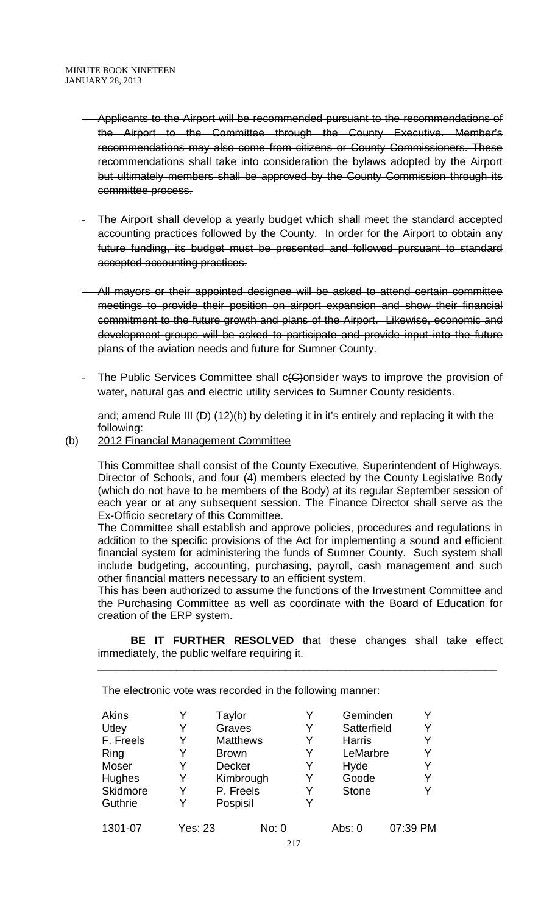- ~~Applicants to the Airport will be recommended pursuant to the recommendations of the Airport to the Committee through the County Executive. Member's recommendations may also come from citizens or County Commissioners. These recommendations shall take into consideration the bylaws adopted by the Airport but ultimately members shall be approved by the County Commission through its committee process.~~

- ~~The Airport shall develop a yearly budget which shall meet the standard accepted accounting practices followed by the County. In order for the Airport to obtain any future funding, its budget must be presented and followed pursuant to standard accepted accounting practices.~~

- ~~All mayors or their appointed designee will be asked to attend certain committee meetings to provide their position on airport expansion and show their financial commitment to the future growth and plans of the Airport. Likewise, economic and development groups will be asked to participate and provide input into the future plans of the aviation needs and future for Sumner County.~~

- The Public Services Committee shall c~~(C)~~onsider ways to improve the provision of water, natural gas and electric utility services to Sumner County residents.

and; amend Rule III (D) (12)(b) by deleting it in it's entirely and replacing it with the following:

(b) <u>2012 Financial Management Committee</u>

This Committee shall consist of the County Executive, Superintendent of Highways, Director of Schools, and four (4) members elected by the County Legislative Body (which do not have to be members of the Body) at its regular September session of each year or at any subsequent session. The Finance Director shall serve as the Ex-Officio secretary of this Committee.

The Committee shall establish and approve policies, procedures and regulations in addition to the specific provisions of the Act for implementing a sound and efficient financial system for administering the funds of Sumner County. Such system shall include budgeting, accounting, purchasing, payroll, cash management and such other financial matters necessary to an efficient system.

This has been authorized to assume the functions of the Investment Committee and the Purchasing Committee as well as coordinate with the Board of Education for creation of the ERP system.

**BE IT FURTHER RESOLVED** that these changes shall take effect immediately, the public welfare requiring it.

---

The electronic vote was recorded in the following manner:

| | | | | | |
|---|---|---|---|---|---|
| Akins | Y | Taylor | Y | Geminden | Y |
| Utley | Y | Graves | Y | Satterfield | Y |
| F. Freels | Y | Matthews | Y | Harris | Y |
| Ring | Y | Brown | Y | LeMarbre | Y |
| Moser | Y | Decker | Y | Hyde | Y |
| Hughes | Y | Kimbrough | Y | Goode | Y |
| Skidmore | Y | P. Freels | Y | Stone | Y |
| Guthrie | Y | Pospisil | Y | | |

1301-07 Yes: 23 No: 0 Abs: 0 07:39 PM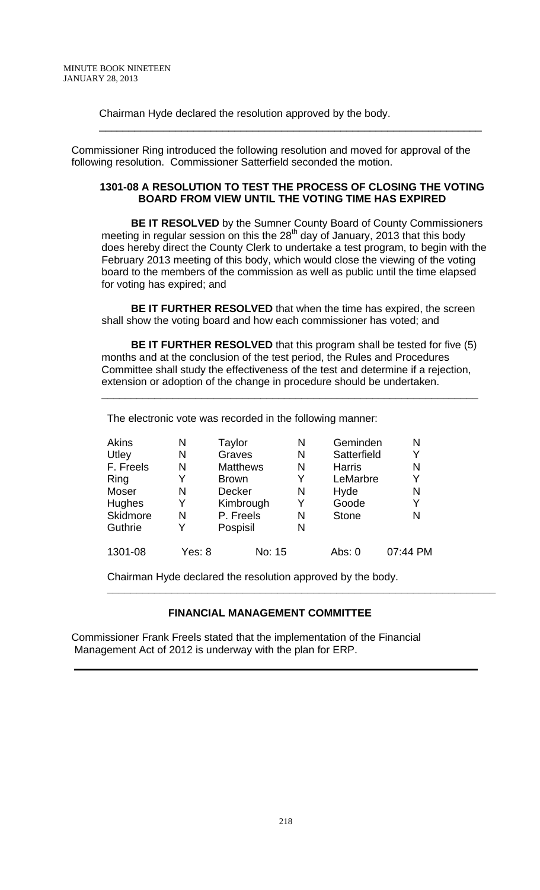Chairman Hyde declared the resolution approved by the body.

---

Commissioner Ring introduced the following resolution and moved for approval of the following resolution. Commissioner Satterfield seconded the motion.

**1301-08 A RESOLUTION TO TEST THE PROCESS OF CLOSING THE VOTING BOARD FROM VIEW UNTIL THE VOTING TIME HAS EXPIRED**

**BE IT RESOLVED** by the Sumner County Board of County Commissioners meeting in regular session on this the 28th day of January, 2013 that this body does hereby direct the County Clerk to undertake a test program, to begin with the February 2013 meeting of this body, which would close the viewing of the voting board to the members of the commission as well as public until the time elapsed for voting has expired; and

**BE IT FURTHER RESOLVED** that when the time has expired, the screen shall show the voting board and how each commissioner has voted; and

**BE IT FURTHER RESOLVED** that this program shall be tested for five (5) months and at the conclusion of the test period, the Rules and Procedures Committee shall study the effectiveness of the test and determine if a rejection, extension or adoption of the change in procedure should be undertaken.

---

The electronic vote was recorded in the following manner:

| | | | | | |
|---|---|---|---|---|---|
| Akins | N | Taylor | N | Geminden | N |
| Utley | N | Graves | N | Satterfield | Y |
| F. Freels | N | Matthews | N | Harris | N |
| Ring | Y | Brown | Y | LeMarbre | Y |
| Moser | N | Decker | N | Hyde | N |
| Hughes | Y | Kimbrough | Y | Goode | Y |
| Skidmore | N | P. Freels | N | Stone | N |
| Guthrie | Y | Pospisil | N | | |
| 1301-08 | Yes: 8 | No: 15 | | Abs: 0 | 07:44 PM |

Chairman Hyde declared the resolution approved by the body.

---

**FINANCIAL MANAGEMENT COMMITTEE**

Commissioner Frank Freels stated that the implementation of the Financial Management Act of 2012 is underway with the plan for ERP.

---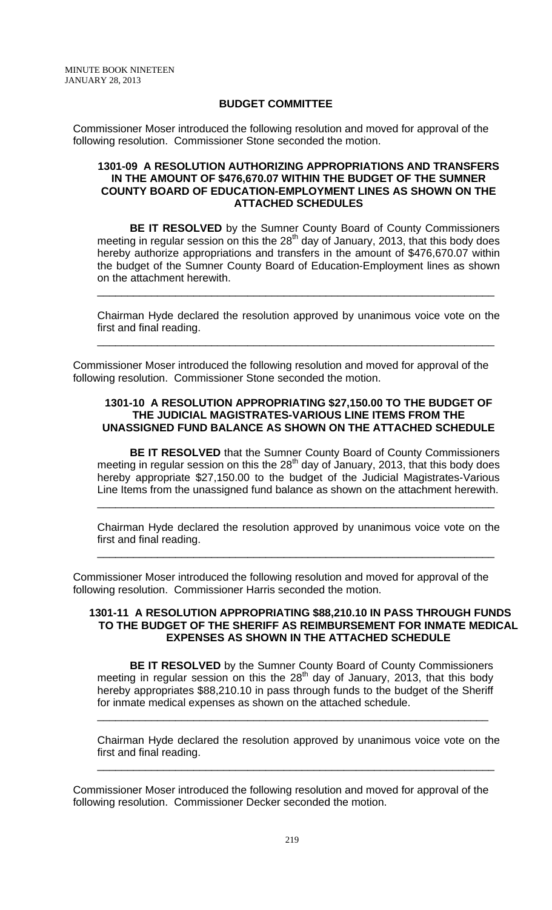## BUDGET COMMITTEE

Commissioner Moser introduced the following resolution and moved for approval of the following resolution. Commissioner Stone seconded the motion.

**1301-09 A RESOLUTION AUTHORIZING APPROPRIATIONS AND TRANSFERS IN THE AMOUNT OF $476,670.07 WITHIN THE BUDGET OF THE SUMNER COUNTY BOARD OF EDUCATION-EMPLOYMENT LINES AS SHOWN ON THE ATTACHED SCHEDULES**

**BE IT RESOLVED** by the Sumner County Board of County Commissioners meeting in regular session on this the 28th day of January, 2013, that this body does hereby authorize appropriations and transfers in the amount of $476,670.07 within the budget of the Sumner County Board of Education-Employment lines as shown on the attachment herewith.

---

Chairman Hyde declared the resolution approved by unanimous voice vote on the first and final reading.

---

Commissioner Moser introduced the following resolution and moved for approval of the following resolution. Commissioner Stone seconded the motion.

**1301-10 A RESOLUTION APPROPRIATING $27,150.00 TO THE BUDGET OF THE JUDICIAL MAGISTRATES-VARIOUS LINE ITEMS FROM THE UNASSIGNED FUND BALANCE AS SHOWN ON THE ATTACHED SCHEDULE**

**BE IT RESOLVED** that the Sumner County Board of County Commissioners meeting in regular session on this the 28th day of January, 2013, that this body does hereby appropriate $27,150.00 to the budget of the Judicial Magistrates-Various Line Items from the unassigned fund balance as shown on the attachment herewith.

---

Chairman Hyde declared the resolution approved by unanimous voice vote on the first and final reading.

---

Commissioner Moser introduced the following resolution and moved for approval of the following resolution. Commissioner Harris seconded the motion.

**1301-11 A RESOLUTION APPROPRIATING $88,210.10 IN PASS THROUGH FUNDS TO THE BUDGET OF THE SHERIFF AS REIMBURSEMENT FOR INMATE MEDICAL EXPENSES AS SHOWN IN THE ATTACHED SCHEDULE**

**BE IT RESOLVED** by the Sumner County Board of County Commissioners meeting in regular session on this the 28th day of January, 2013, that this body hereby appropriates $88,210.10 in pass through funds to the budget of the Sheriff for inmate medical expenses as shown on the attached schedule.

---

Chairman Hyde declared the resolution approved by unanimous voice vote on the first and final reading.

---

Commissioner Moser introduced the following resolution and moved for approval of the following resolution. Commissioner Decker seconded the motion.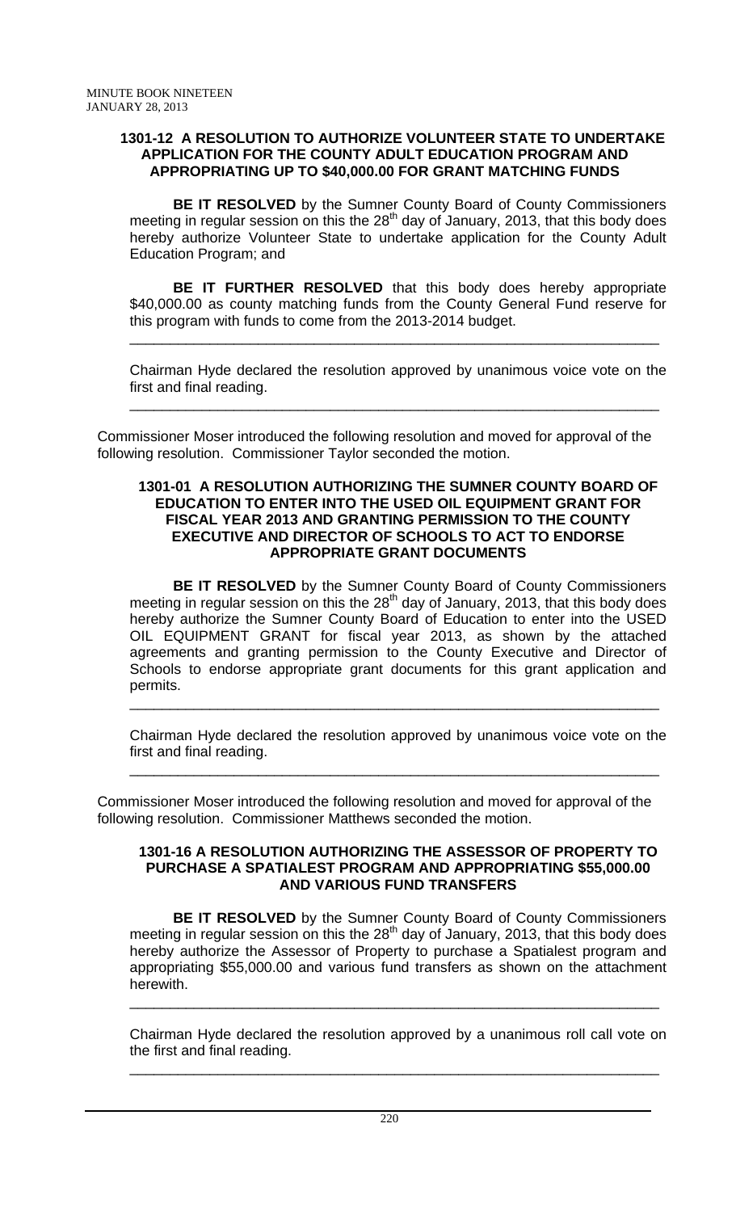**1301-12 A RESOLUTION TO AUTHORIZE VOLUNTEER STATE TO UNDERTAKE APPLICATION FOR THE COUNTY ADULT EDUCATION PROGRAM AND APPROPRIATING UP TO $40,000.00 FOR GRANT MATCHING FUNDS**

**BE IT RESOLVED** by the Sumner County Board of County Commissioners meeting in regular session on this the 28th day of January, 2013, that this body does hereby authorize Volunteer State to undertake application for the County Adult Education Program; and

**BE IT FURTHER RESOLVED** that this body does hereby appropriate $40,000.00 as county matching funds from the County General Fund reserve for this program with funds to come from the 2013-2014 budget.

---

Chairman Hyde declared the resolution approved by unanimous voice vote on the first and final reading.

---

Commissioner Moser introduced the following resolution and moved for approval of the following resolution. Commissioner Taylor seconded the motion.

**1301-01 A RESOLUTION AUTHORIZING THE SUMNER COUNTY BOARD OF EDUCATION TO ENTER INTO THE USED OIL EQUIPMENT GRANT FOR FISCAL YEAR 2013 AND GRANTING PERMISSION TO THE COUNTY EXECUTIVE AND DIRECTOR OF SCHOOLS TO ACT TO ENDORSE APPROPRIATE GRANT DOCUMENTS**

**BE IT RESOLVED** by the Sumner County Board of County Commissioners meeting in regular session on this the 28th day of January, 2013, that this body does hereby authorize the Sumner County Board of Education to enter into the USED OIL EQUIPMENT GRANT for fiscal year 2013, as shown by the attached agreements and granting permission to the County Executive and Director of Schools to endorse appropriate grant documents for this grant application and permits.

---

Chairman Hyde declared the resolution approved by unanimous voice vote on the first and final reading.

---

Commissioner Moser introduced the following resolution and moved for approval of the following resolution. Commissioner Matthews seconded the motion.

**1301-16 A RESOLUTION AUTHORIZING THE ASSESSOR OF PROPERTY TO PURCHASE A SPATIALEST PROGRAM AND APPROPRIATING $55,000.00 AND VARIOUS FUND TRANSFERS**

**BE IT RESOLVED** by the Sumner County Board of County Commissioners meeting in regular session on this the 28th day of January, 2013, that this body does hereby authorize the Assessor of Property to purchase a Spatialest program and appropriating $55,000.00 and various fund transfers as shown on the attachment herewith.

---

Chairman Hyde declared the resolution approved by a unanimous roll call vote on the first and final reading.

---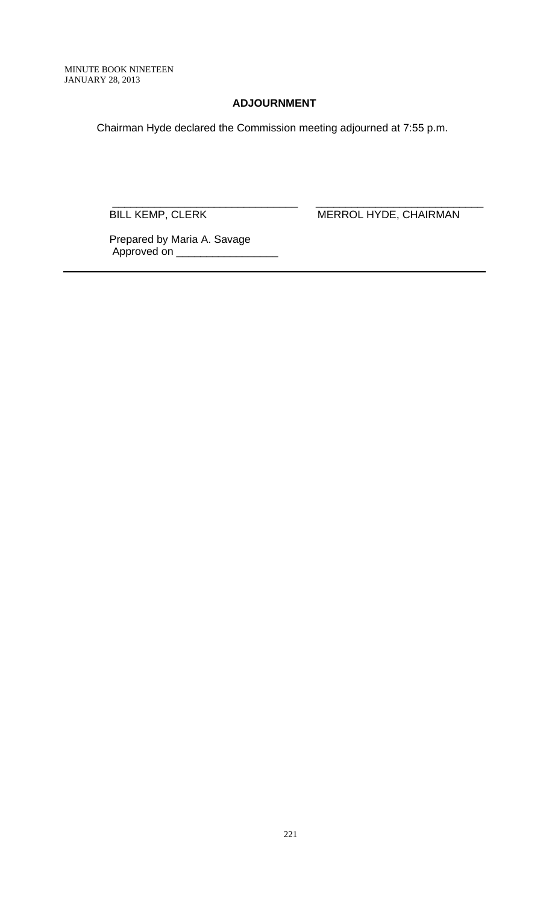## ADJOURNMENT

Chairman Hyde declared the Commission meeting adjourned at 7:55 p.m.

\_\_\_\_\_\_\_\_\_\_\_\_\_\_\_\_\_\_\_\_\_\_\_\_\_\_\_\_\_\_\_ \_\_\_\_\_\_\_\_\_\_\_\_\_\_\_\_\_\_\_\_\_\_\_\_\_\_\_\_\_\_

BILL KEMP, CLERK MERROL HYDE, CHAIRMAN

Prepared by Maria A. Savage
Approved on \_\_\_\_\_\_\_\_\_\_\_\_\_\_\_\_\_